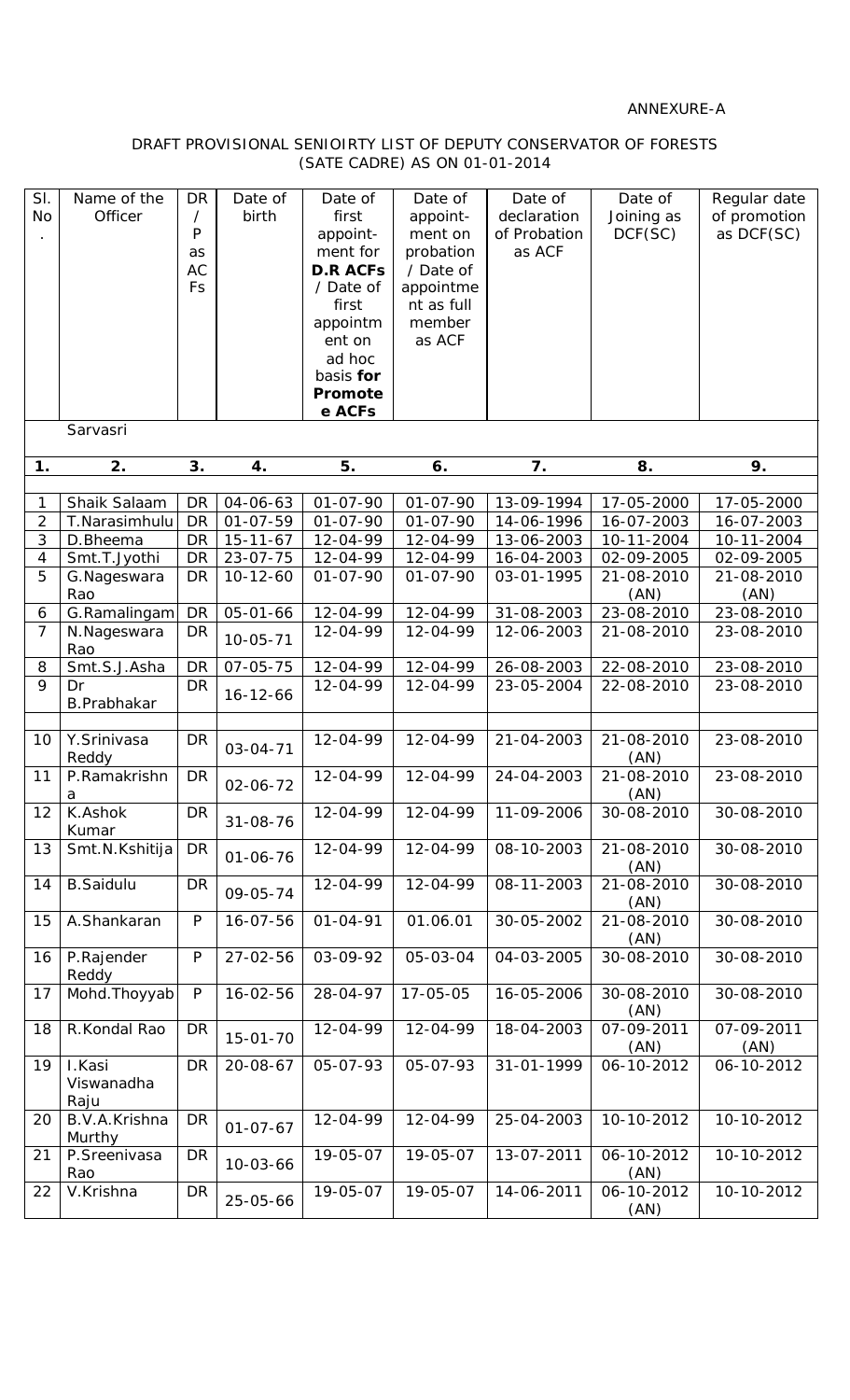ANNEXURE-A

DRAFT PROVISIONAL SENIOIRTY LIST OF DEPUTY CONSERVATOR OF FORESTS (SATE CADRE) AS ON 01-01-2014

| Sl. No. | Name of the Officer | DR / P as ACFs | Date of birth | Date of first appoint-ment for **D.R ACFs** / Date of first appointment on ad hoc basis **for Promotee ACFs** | Date of appoint-ment on probation / Date of appointment as full member as ACF | Date of declaration of Probation as ACF | Date of Joining as DCF(SC) | Regular date of promotion as DCF(SC) |
|---|---|---|---|---|---|---|---|---|
| | Sarvasri | | | | | | | |
| **1.** | **2.** | **3.** | **4.** | **5.** | **6.** | **7.** | **8.** | **9.** |
| 1 | Shaik Salaam | DR | 04-06-63 | 01-07-90 | 01-07-90 | 13-09-1994 | 17-05-2000 | 17-05-2000 |
| 2 | T.Narasimhulu | DR | 01-07-59 | 01-07-90 | 01-07-90 | 14-06-1996 | 16-07-2003 | 16-07-2003 |
| 3 | D.Bheema | DR | 15-11-67 | 12-04-99 | 12-04-99 | 13-06-2003 | 10-11-2004 | 10-11-2004 |
| 4 | Smt.T.Jyothi | DR | 23-07-75 | 12-04-99 | 12-04-99 | 16-04-2003 | 02-09-2005 | 02-09-2005 |
| 5 | G.Nageswara Rao | DR | 10-12-60 | 01-07-90 | 01-07-90 | 03-01-1995 | 21-08-2010 (AN) | 21-08-2010 (AN) |
| 6 | G.Ramalingam | DR | 05-01-66 | 12-04-99 | 12-04-99 | 31-08-2003 | 23-08-2010 | 23-08-2010 |
| 7 | N.Nageswara Rao | DR | 10-05-71 | 12-04-99 | 12-04-99 | 12-06-2003 | 21-08-2010 | 23-08-2010 |
| 8 | Smt.S.J.Asha | DR | 07-05-75 | 12-04-99 | 12-04-99 | 26-08-2003 | 22-08-2010 | 23-08-2010 |
| 9 | Dr B.Prabhakar | DR | 16-12-66 | 12-04-99 | 12-04-99 | 23-05-2004 | 22-08-2010 | 23-08-2010 |
| 10 | Y.Srinivasa Reddy | DR | 03-04-71 | 12-04-99 | 12-04-99 | 21-04-2003 | 21-08-2010 (AN) | 23-08-2010 |
| 11 | P.Ramakrishna | DR | 02-06-72 | 12-04-99 | 12-04-99 | 24-04-2003 | 21-08-2010 (AN) | 23-08-2010 |
| 12 | K.Ashok Kumar | DR | 31-08-76 | 12-04-99 | 12-04-99 | 11-09-2006 | 30-08-2010 | 30-08-2010 |
| 13 | Smt.N.Kshitija | DR | 01-06-76 | 12-04-99 | 12-04-99 | 08-10-2003 | 21-08-2010 (AN) | 30-08-2010 |
| 14 | B.Saidulu | DR | 09-05-74 | 12-04-99 | 12-04-99 | 08-11-2003 | 21-08-2010 (AN) | 30-08-2010 |
| 15 | A.Shankaran | P | 16-07-56 | 01-04-91 | 01.06.01 | 30-05-2002 | 21-08-2010 (AN) | 30-08-2010 |
| 16 | P.Rajender Reddy | P | 27-02-56 | 03-09-92 | 05-03-04 | 04-03-2005 | 30-08-2010 | 30-08-2010 |
| 17 | Mohd.Thoyyab | P | 16-02-56 | 28-04-97 | 17-05-05 | 16-05-2006 | 30-08-2010 (AN) | 30-08-2010 |
| 18 | R.Kondal Rao | DR | 15-01-70 | 12-04-99 | 12-04-99 | 18-04-2003 | 07-09-2011 (AN) | 07-09-2011 (AN) |
| 19 | I.Kasi Viswanadha Raju | DR | 20-08-67 | 05-07-93 | 05-07-93 | 31-01-1999 | 06-10-2012 | 06-10-2012 |
| 20 | B.V.A.Krishna Murthy | DR | 01-07-67 | 12-04-99 | 12-04-99 | 25-04-2003 | 10-10-2012 | 10-10-2012 |
| 21 | P.Sreenivasa Rao | DR | 10-03-66 | 19-05-07 | 19-05-07 | 13-07-2011 | 06-10-2012 (AN) | 10-10-2012 |
| 22 | V.Krishna | DR | 25-05-66 | 19-05-07 | 19-05-07 | 14-06-2011 | 06-10-2012 (AN) | 10-10-2012 |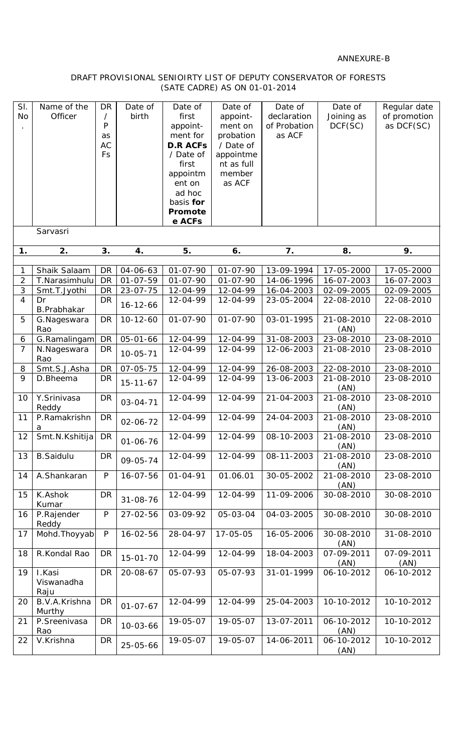ANNEXURE-B

DRAFT PROVISIONAL SENIOIRTY LIST OF DEPUTY CONSERVATOR OF FORESTS (SATE CADRE) AS ON 01-01-2014

| Sl. No. | Name of the Officer | DR / P as ACFs | Date of birth | Date of first appoint-ment for **D.R ACFs** / Date of first appointment on ad hoc basis **for Promotee ACFs** | Date of appoint-ment on probation / Date of appointment as full member as ACF | Date of declaration of Probation as ACF | Date of Joining as DCF(SC) | Regular date of promotion as DCF(SC) |
|---|---|---|---|---|---|---|---|---|
| | Sarvasri | | | | | | | |
| **1.** | **2.** | **3.** | **4.** | **5.** | **6.** | **7.** | **8.** | **9.** |
| 1 | Shaik Salaam | DR | 04-06-63 | 01-07-90 | 01-07-90 | 13-09-1994 | 17-05-2000 | 17-05-2000 |
| 2 | T.Narasimhulu | DR | 01-07-59 | 01-07-90 | 01-07-90 | 14-06-1996 | 16-07-2003 | 16-07-2003 |
| 3 | Smt.T.Jyothi | DR | 23-07-75 | 12-04-99 | 12-04-99 | 16-04-2003 | 02-09-2005 | 02-09-2005 |
| 4 | Dr B.Prabhakar | DR | 16-12-66 | 12-04-99 | 12-04-99 | 23-05-2004 | 22-08-2010 | 22-08-2010 |
| 5 | G.Nageswara Rao | DR | 10-12-60 | 01-07-90 | 01-07-90 | 03-01-1995 | 21-08-2010 (AN) | 22-08-2010 |
| 6 | G.Ramalingam | DR | 05-01-66 | 12-04-99 | 12-04-99 | 31-08-2003 | 23-08-2010 | 23-08-2010 |
| 7 | N.Nageswara Rao | DR | 10-05-71 | 12-04-99 | 12-04-99 | 12-06-2003 | 21-08-2010 | 23-08-2010 |
| 8 | Smt.S.J.Asha | DR | 07-05-75 | 12-04-99 | 12-04-99 | 26-08-2003 | 22-08-2010 | 23-08-2010 |
| 9 | D.Bheema | DR | 15-11-67 | 12-04-99 | 12-04-99 | 13-06-2003 | 21-08-2010 (AN) | 23-08-2010 |
| 10 | Y.Srinivasa Reddy | DR | 03-04-71 | 12-04-99 | 12-04-99 | 21-04-2003 | 21-08-2010 (AN) | 23-08-2010 |
| 11 | P.Ramakrishna | DR | 02-06-72 | 12-04-99 | 12-04-99 | 24-04-2003 | 21-08-2010 (AN) | 23-08-2010 |
| 12 | Smt.N.Kshitija | DR | 01-06-76 | 12-04-99 | 12-04-99 | 08-10-2003 | 21-08-2010 (AN) | 23-08-2010 |
| 13 | B.Saidulu | DR | 09-05-74 | 12-04-99 | 12-04-99 | 08-11-2003 | 21-08-2010 (AN) | 23-08-2010 |
| 14 | A.Shankaran | P | 16-07-56 | 01-04-91 | 01.06.01 | 30-05-2002 | 21-08-2010 (AN) | 23-08-2010 |
| 15 | K.Ashok Kumar | DR | 31-08-76 | 12-04-99 | 12-04-99 | 11-09-2006 | 30-08-2010 | 30-08-2010 |
| 16 | P.Rajender Reddy | P | 27-02-56 | 03-09-92 | 05-03-04 | 04-03-2005 | 30-08-2010 | 30-08-2010 |
| 17 | Mohd.Thoyyab | P | 16-02-56 | 28-04-97 | 17-05-05 | 16-05-2006 | 30-08-2010 (AN) | 31-08-2010 |
| 18 | R.Kondal Rao | DR | 15-01-70 | 12-04-99 | 12-04-99 | 18-04-2003 | 07-09-2011 (AN) | 07-09-2011 (AN) |
| 19 | I.Kasi Viswanadha Raju | DR | 20-08-67 | 05-07-93 | 05-07-93 | 31-01-1999 | 06-10-2012 | 06-10-2012 |
| 20 | B.V.A.Krishna Murthy | DR | 01-07-67 | 12-04-99 | 12-04-99 | 25-04-2003 | 10-10-2012 | 10-10-2012 |
| 21 | P.Sreenivasa Rao | DR | 10-03-66 | 19-05-07 | 19-05-07 | 13-07-2011 | 06-10-2012 (AN) | 10-10-2012 |
| 22 | V.Krishna | DR | 25-05-66 | 19-05-07 | 19-05-07 | 14-06-2011 | 06-10-2012 (AN) | 10-10-2012 |